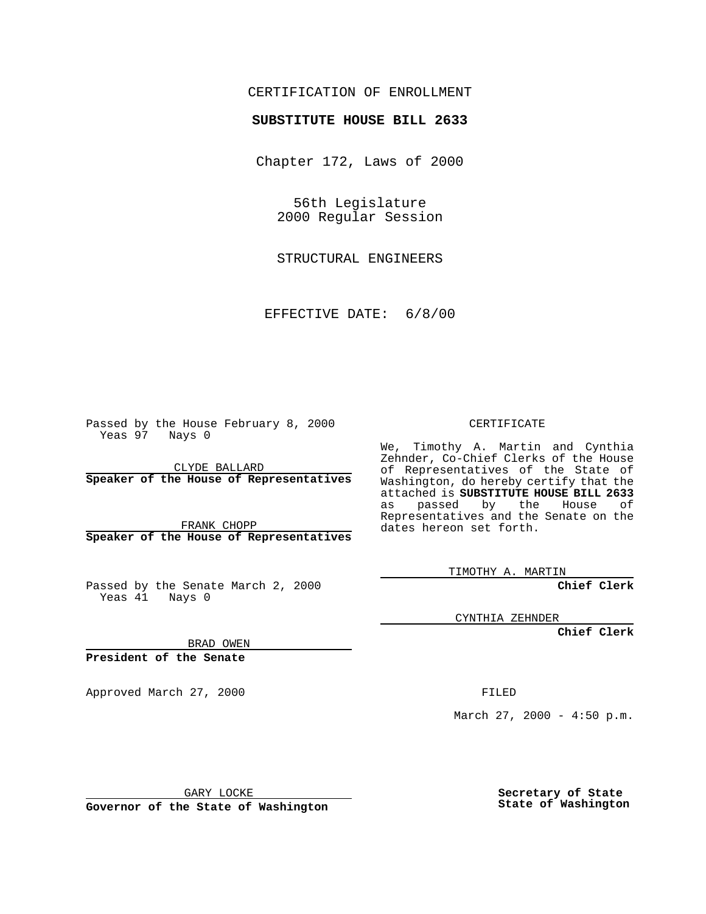CERTIFICATION OF ENROLLMENT

**SUBSTITUTE HOUSE BILL 2633**

Chapter 172, Laws of 2000

56th Legislature
2000 Regular Session

STRUCTURAL ENGINEERS

EFFECTIVE DATE: 6/8/00

Passed by the House February 8, 2000
Yeas 97 Nays 0

CLYDE BALLARD
**Speaker of the House of Representatives**

FRANK CHOPP
**Speaker of the House of Representatives**

Passed by the Senate March 2, 2000
Yeas 41 Nays 0

BRAD OWEN
**President of the Senate**

Approved March 27, 2000

GARY LOCKE
**Governor of the State of Washington**

CERTIFICATE

We, Timothy A. Martin and Cynthia Zehnder, Co-Chief Clerks of the House of Representatives of the State of Washington, do hereby certify that the attached is **SUBSTITUTE HOUSE BILL 2633** as passed by the House of Representatives and the Senate on the dates hereon set forth.

TIMOTHY A. MARTIN
**Chief Clerk**

CYNTHIA ZEHNDER
**Chief Clerk**

FILED

March 27, 2000 - 4:50 p.m.

**Secretary of State**
**State of Washington**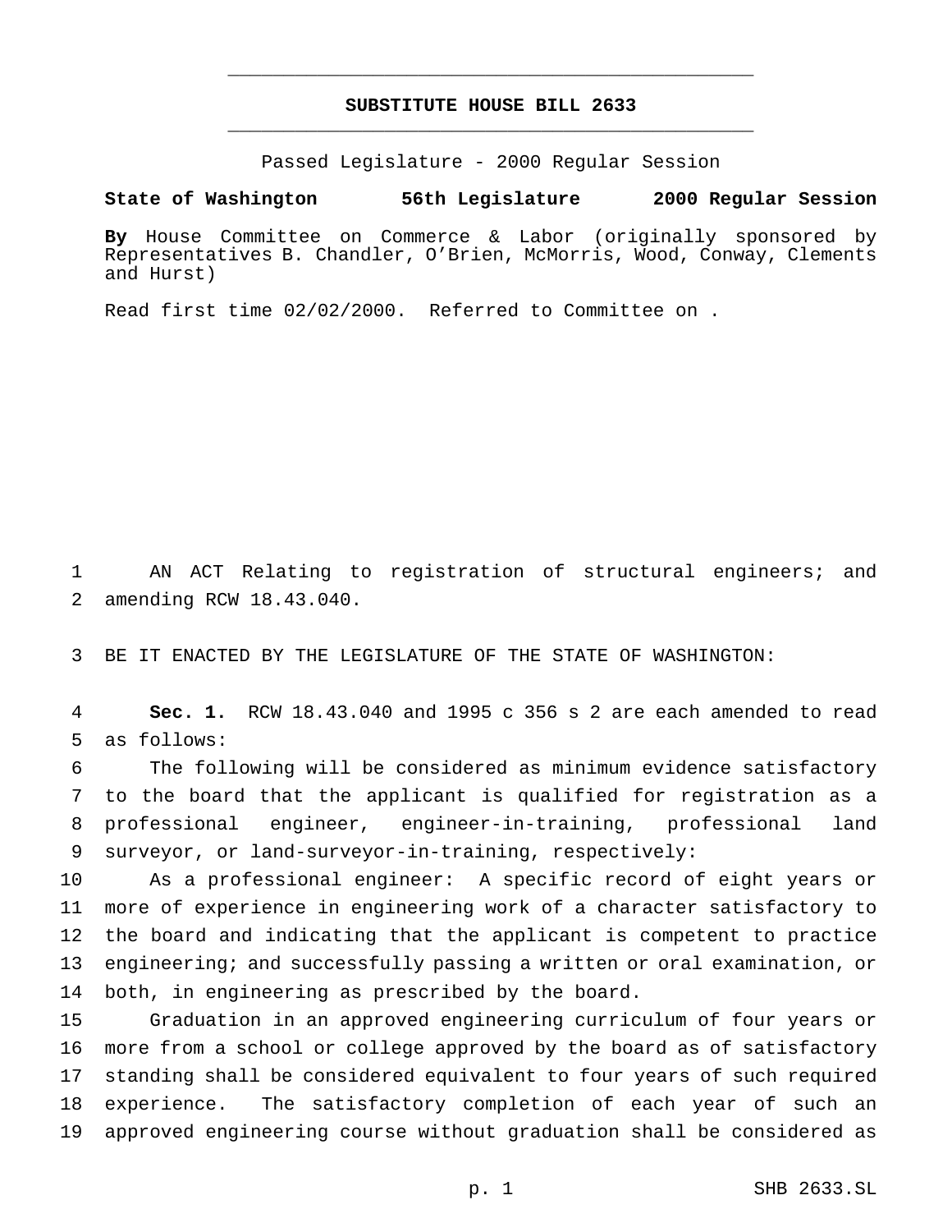# SUBSTITUTE HOUSE BILL 2633

Passed Legislature - 2000 Regular Session

**State of Washington 56th Legislature 2000 Regular Session**

**By** House Committee on Commerce & Labor (originally sponsored by Representatives B. Chandler, O'Brien, McMorris, Wood, Conway, Clements and Hurst)

Read first time 02/02/2000. Referred to Committee on .

AN ACT Relating to registration of structural engineers; and amending RCW 18.43.040.

BE IT ENACTED BY THE LEGISLATURE OF THE STATE OF WASHINGTON:

**Sec. 1.** RCW 18.43.040 and 1995 c 356 s 2 are each amended to read as follows:

The following will be considered as minimum evidence satisfactory to the board that the applicant is qualified for registration as a professional engineer, engineer-in-training, professional land surveyor, or land-surveyor-in-training, respectively:

As a professional engineer: A specific record of eight years or more of experience in engineering work of a character satisfactory to the board and indicating that the applicant is competent to practice engineering; and successfully passing a written or oral examination, or both, in engineering as prescribed by the board.

Graduation in an approved engineering curriculum of four years or more from a school or college approved by the board as of satisfactory standing shall be considered equivalent to four years of such required experience. The satisfactory completion of each year of such an approved engineering course without graduation shall be considered as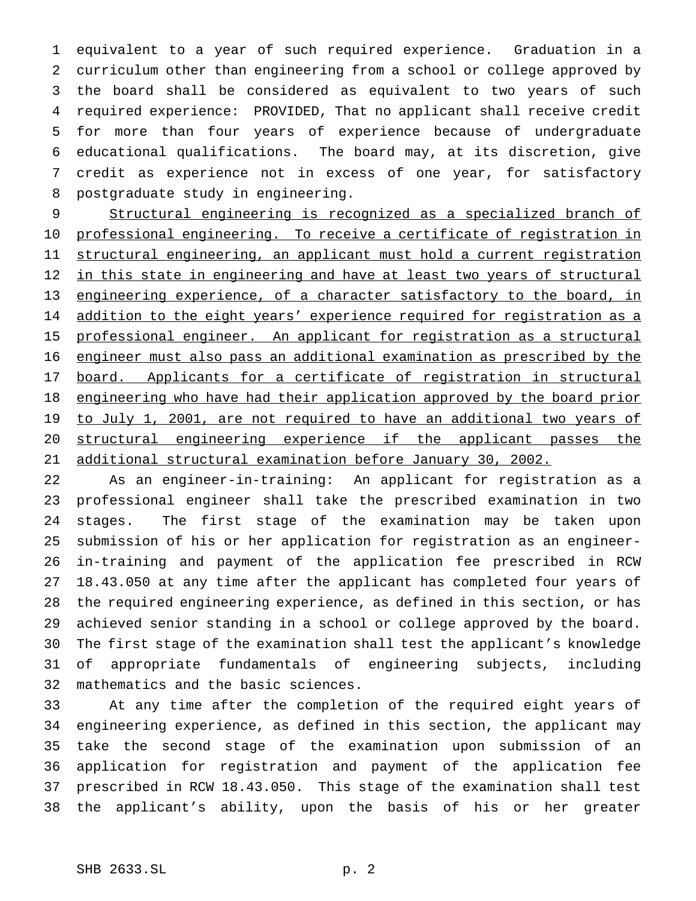equivalent to a year of such required experience. Graduation in a curriculum other than engineering from a school or college approved by the board shall be considered as equivalent to two years of such required experience: PROVIDED, That no applicant shall receive credit for more than four years of experience because of undergraduate educational qualifications. The board may, at its discretion, give credit as experience not in excess of one year, for satisfactory postgraduate study in engineering.

<u>Structural engineering is recognized as a specialized branch of professional engineering. To receive a certificate of registration in structural engineering, an applicant must hold a current registration in this state in engineering and have at least two years of structural engineering experience, of a character satisfactory to the board, in addition to the eight years' experience required for registration as a professional engineer. An applicant for registration as a structural engineer must also pass an additional examination as prescribed by the board. Applicants for a certificate of registration in structural engineering who have had their application approved by the board prior to July 1, 2001, are not required to have an additional two years of structural engineering experience if the applicant passes the additional structural examination before January 30, 2002.</u>

As an engineer-in-training: An applicant for registration as a professional engineer shall take the prescribed examination in two stages. The first stage of the examination may be taken upon submission of his or her application for registration as an engineer-in-training and payment of the application fee prescribed in RCW 18.43.050 at any time after the applicant has completed four years of the required engineering experience, as defined in this section, or has achieved senior standing in a school or college approved by the board. The first stage of the examination shall test the applicant's knowledge of appropriate fundamentals of engineering subjects, including mathematics and the basic sciences.

At any time after the completion of the required eight years of engineering experience, as defined in this section, the applicant may take the second stage of the examination upon submission of an application for registration and payment of the application fee prescribed in RCW 18.43.050. This stage of the examination shall test the applicant's ability, upon the basis of his or her greater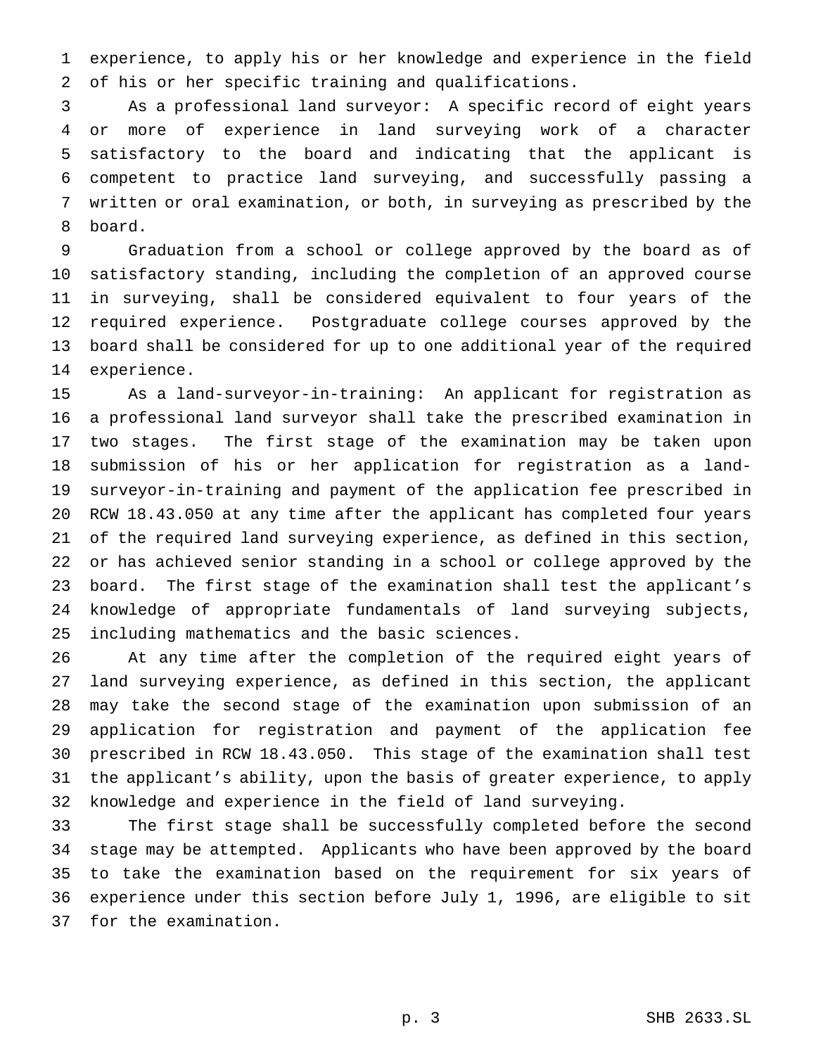experience, to apply his or her knowledge and experience in the field of his or her specific training and qualifications.

As a professional land surveyor: A specific record of eight years or more of experience in land surveying work of a character satisfactory to the board and indicating that the applicant is competent to practice land surveying, and successfully passing a written or oral examination, or both, in surveying as prescribed by the board.

Graduation from a school or college approved by the board as of satisfactory standing, including the completion of an approved course in surveying, shall be considered equivalent to four years of the required experience. Postgraduate college courses approved by the board shall be considered for up to one additional year of the required experience.

As a land-surveyor-in-training: An applicant for registration as a professional land surveyor shall take the prescribed examination in two stages. The first stage of the examination may be taken upon submission of his or her application for registration as a land-surveyor-in-training and payment of the application fee prescribed in RCW 18.43.050 at any time after the applicant has completed four years of the required land surveying experience, as defined in this section, or has achieved senior standing in a school or college approved by the board. The first stage of the examination shall test the applicant's knowledge of appropriate fundamentals of land surveying subjects, including mathematics and the basic sciences.

At any time after the completion of the required eight years of land surveying experience, as defined in this section, the applicant may take the second stage of the examination upon submission of an application for registration and payment of the application fee prescribed in RCW 18.43.050. This stage of the examination shall test the applicant's ability, upon the basis of greater experience, to apply knowledge and experience in the field of land surveying.

The first stage shall be successfully completed before the second stage may be attempted. Applicants who have been approved by the board to take the examination based on the requirement for six years of experience under this section before July 1, 1996, are eligible to sit for the examination.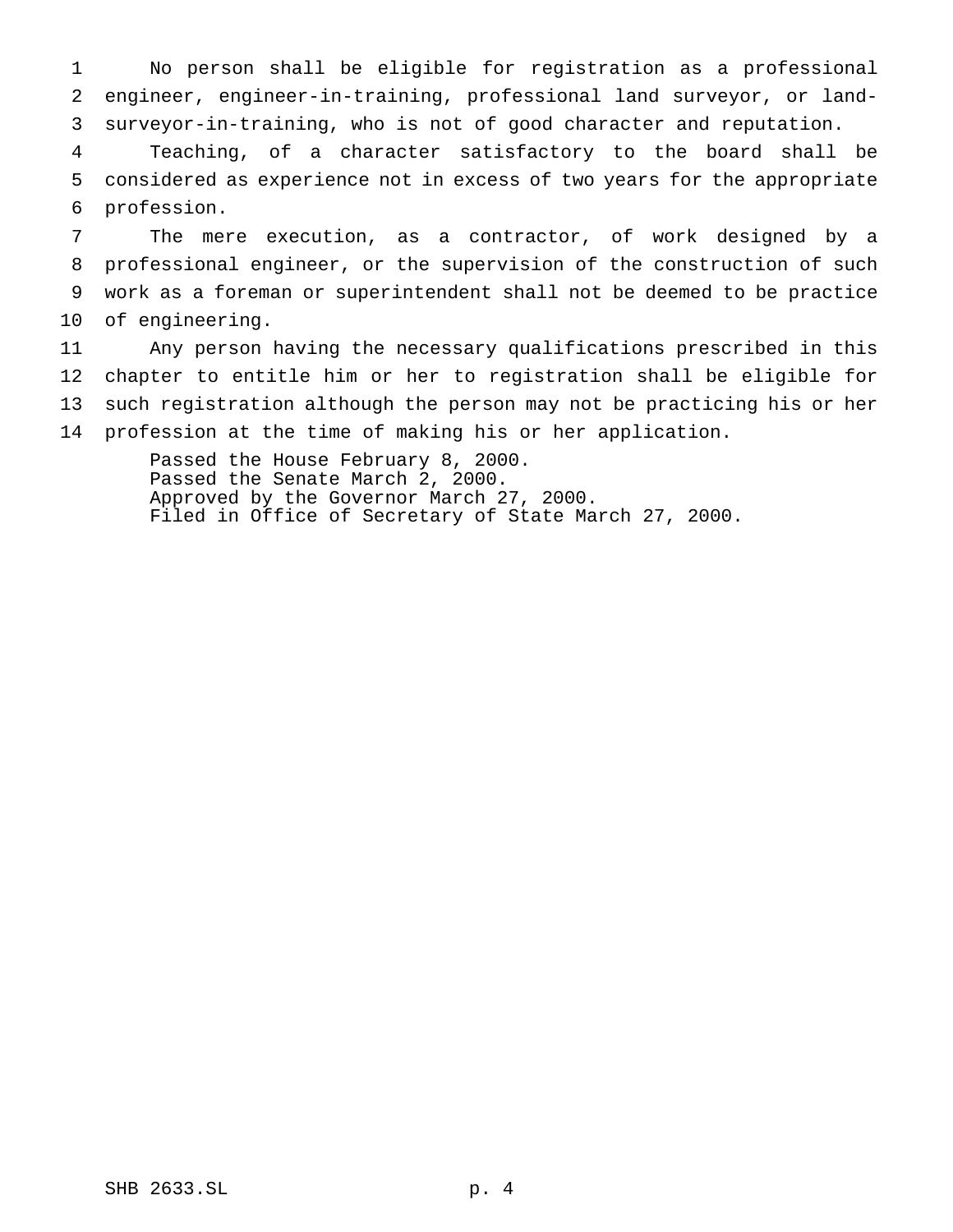No person shall be eligible for registration as a professional engineer, engineer-in-training, professional land surveyor, or land-surveyor-in-training, who is not of good character and reputation.

Teaching, of a character satisfactory to the board shall be considered as experience not in excess of two years for the appropriate profession.

The mere execution, as a contractor, of work designed by a professional engineer, or the supervision of the construction of such work as a foreman or superintendent shall not be deemed to be practice of engineering.

Any person having the necessary qualifications prescribed in this chapter to entitle him or her to registration shall be eligible for such registration although the person may not be practicing his or her profession at the time of making his or her application.

Passed the House February 8, 2000.
Passed the Senate March 2, 2000.
Approved by the Governor March 27, 2000.
Filed in Office of Secretary of State March 27, 2000.